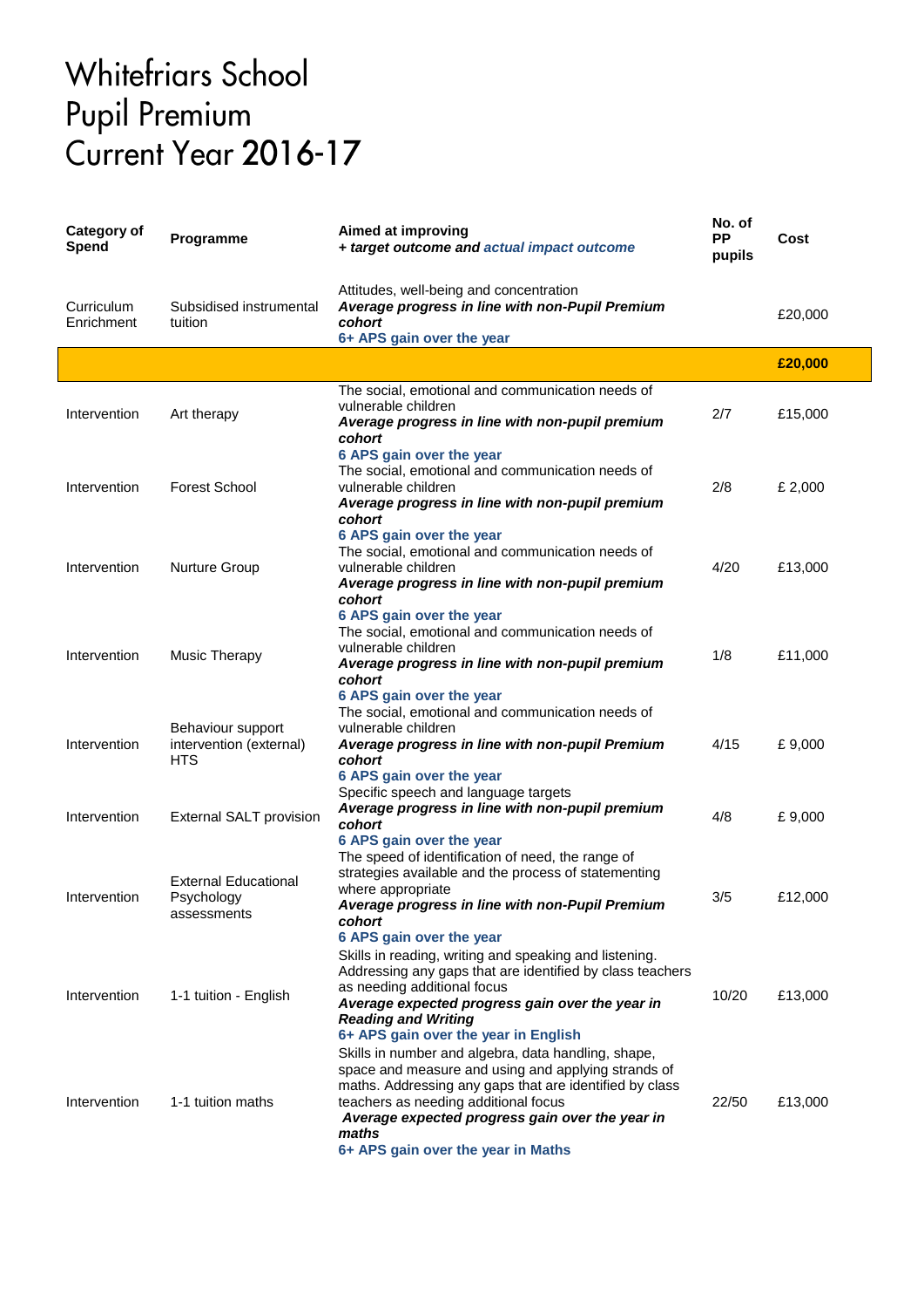# Whitefriars School
# Pupil Premium
# Current Year 2016-17

| Category of Spend | Programme | Aimed at improving<br>*+ target outcome and actual impact outcome* | No. of PP pupils | Cost |
|---|---|---|---|---|
| Curriculum Enrichment | Subsidised instrumental tuition | Attitudes, well-being and concentration<br>***Average progress in line with non-Pupil Premium cohort***<br>**6+ APS gain over the year** | | £20,000 |
| | | | | **£20,000** |
| Intervention | Art therapy | The social, emotional and communication needs of vulnerable children<br>***Average progress in line with non-pupil premium cohort***<br>**6 APS gain over the year** | 2/7 | £15,000 |
| Intervention | Forest School | The social, emotional and communication needs of vulnerable children<br>***Average progress in line with non-pupil premium cohort***<br>**6 APS gain over the year** | 2/8 | £ 2,000 |
| Intervention | Nurture Group | The social, emotional and communication needs of vulnerable children<br>***Average progress in line with non-pupil premium cohort***<br>**6 APS gain over the year** | 4/20 | £13,000 |
| Intervention | Music Therapy | The social, emotional and communication needs of vulnerable children<br>***Average progress in line with non-pupil premium cohort***<br>**6 APS gain over the year** | 1/8 | £11,000 |
| Intervention | Behaviour support intervention (external) HTS | The social, emotional and communication needs of vulnerable children<br>***Average progress in line with non-pupil Premium cohort***<br>**6 APS gain over the year** | 4/15 | £ 9,000 |
| Intervention | External SALT provision | Specific speech and language targets<br>***Average progress in line with non-pupil premium cohort***<br>**6 APS gain over the year** | 4/8 | £ 9,000 |
| Intervention | External Educational Psychology assessments | The speed of identification of need, the range of strategies available and the process of statementing where appropriate<br>***Average progress in line with non-Pupil Premium cohort***<br>**6 APS gain over the year** | 3/5 | £12,000 |
| Intervention | 1-1 tuition - English | Skills in reading, writing and speaking and listening. Addressing any gaps that are identified by class teachers as needing additional focus<br>***Average expected progress gain over the year in Reading and Writing***<br>**6+ APS gain over the year in English** | 10/20 | £13,000 |
| Intervention | 1-1 tuition maths | Skills in number and algebra, data handling, shape, space and measure and using and applying strands of maths. Addressing any gaps that are identified by class teachers as needing additional focus<br>***Average expected progress gain over the year in maths***<br>**6+ APS gain over the year in Maths** | 22/50 | £13,000 |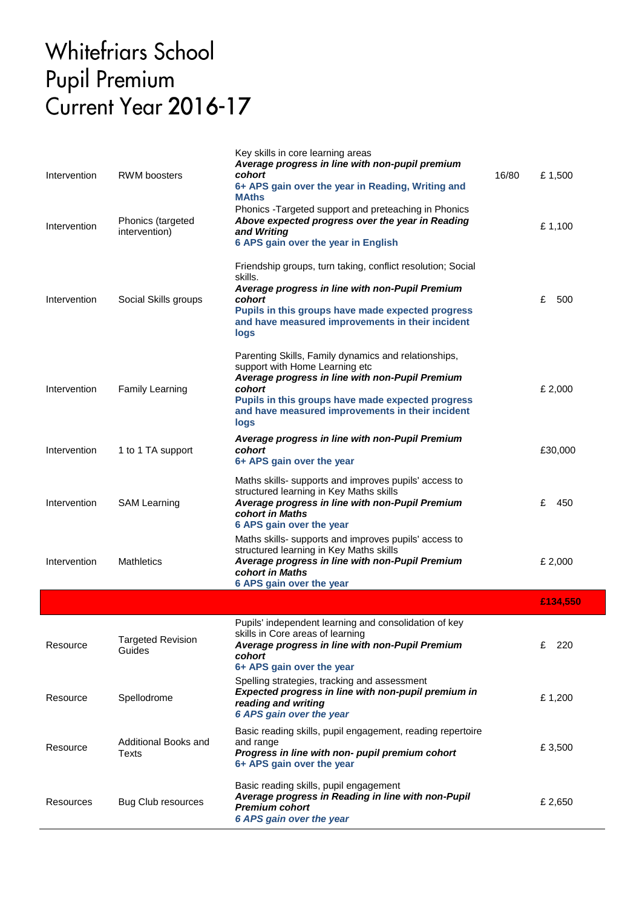# Whitefriars School
# Pupil Premium
# Current Year 2016-17

| | | | | |
|---|---|---|---|---|
| Intervention | RWM boosters | Key skills in core learning areas<br>***Average progress in line with non-pupil premium cohort***<br>**6+ APS gain over the year in Reading, Writing and MAths** | 16/80 | £ 1,500 |
| Intervention | Phonics (targeted intervention) | Phonics -Targeted support and preteaching in Phonics<br>***Above expected progress over the year in Reading and Writing***<br>**6 APS gain over the year in English** | | £ 1,100 |
| Intervention | Social Skills groups | Friendship groups, turn taking, conflict resolution; Social skills.<br>***Average progress in line with non-Pupil Premium cohort***<br>**Pupils in this groups have made expected progress and have measured improvements in their incident logs** | | £ 500 |
| Intervention | Family Learning | Parenting Skills, Family dynamics and relationships, support with Home Learning etc<br>***Average progress in line with non-Pupil Premium cohort***<br>**Pupils in this groups have made expected progress and have measured improvements in their incident logs** | | £ 2,000 |
| Intervention | 1 to 1 TA support | ***Average progress in line with non-Pupil Premium cohort***<br>**6+ APS gain over the year** | | £30,000 |
| Intervention | SAM Learning | Maths skills- supports and improves pupils' access to structured learning in Key Maths skills<br>***Average progress in line with non-Pupil Premium cohort in Maths***<br>**6 APS gain over the year** | | £ 450 |
| Intervention | Mathletics | Maths skills- supports and improves pupils' access to structured learning in Key Maths skills<br>***Average progress in line with non-Pupil Premium cohort in Maths***<br>**6 APS gain over the year** | | £ 2,000 |
| | | | | **£134,550** |
| Resource | Targeted Revision Guides | Pupils' independent learning and consolidation of key skills in Core areas of learning<br>***Average progress in line with non-Pupil Premium cohort***<br>**6+ APS gain over the year** | | £ 220 |
| Resource | Spellodrome | Spelling strategies, tracking and assessment<br>***Expected progress in line with non-pupil premium in reading and writing***<br>***6 APS gain over the year*** | | £ 1,200 |
| Resource | Additional Books and Texts | Basic reading skills, pupil engagement, reading repertoire and range<br>***Progress in line with non- pupil premium cohort***<br>**6+ APS gain over the year** | | £ 3,500 |
| Resources | Bug Club resources | Basic reading skills, pupil engagement<br>***Average progress in Reading in line with non-Pupil Premium cohort***<br>***6 APS gain over the year*** | | £ 2,650 |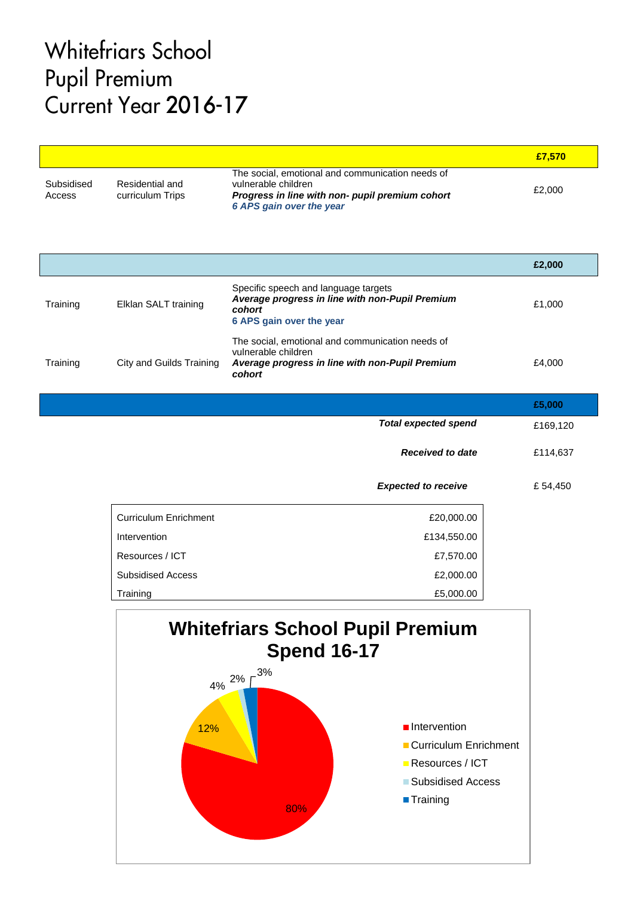# Whitefriars School
# Pupil Premium
# Current Year 2016-17

| | | | |
|---|---|---|---|
| | | | **£7,570** |
| Subsidised Access | Residential and curriculum Trips | The social, emotional and communication needs of vulnerable children<br>***Progress in line with non- pupil premium cohort***<br>***6 APS gain over the year*** | £2,000 |
| | | | **£2,000** |
| Training | Elklan SALT training | Specific speech and language targets<br>***Average progress in line with non-Pupil Premium cohort***<br>**6 APS gain over the year** | £1,000 |
| Training | City and Guilds Training | The social, emotional and communication needs of vulnerable children<br>***Average progress in line with non-Pupil Premium cohort*** | £4,000 |
| | | | **£5,000** |
| | | ***Total expected spend*** | £169,120 |
| | | ***Received to date*** | £114,637 |
| | | ***Expected to receive*** | £ 54,450 |

| | |
|---|---|
| Curriculum Enrichment | £20,000.00 |
| Intervention | £134,550.00 |
| Resources / ICT | £7,570.00 |
| Subsidised Access | £2,000.00 |
| Training | £5,000.00 |

**Whitefriars School Pupil Premium Spend 16-17**

80%
12%
4%
2%
3%

Intervention
Curriculum Enrichment
Resources / ICT
Subsidised Access
Training